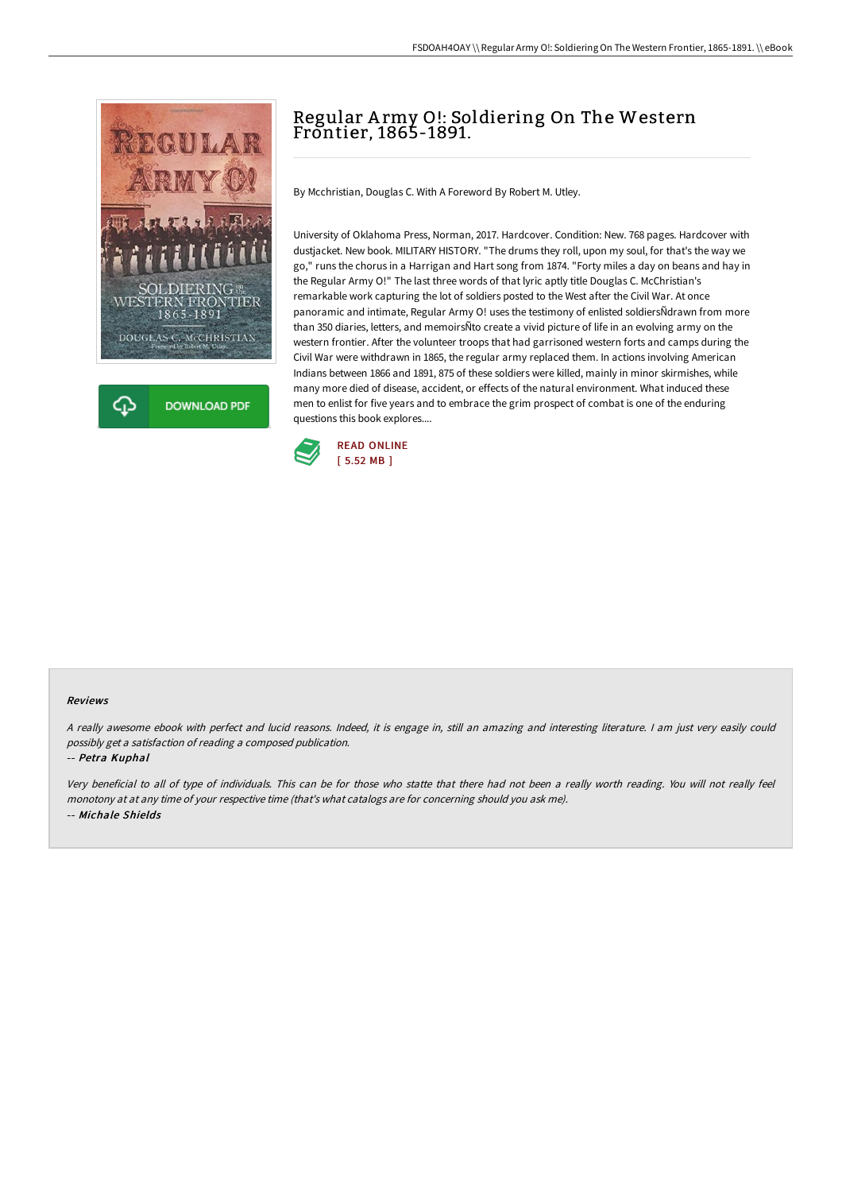# Regular Army O!: Soldiering On The Western Frontier, 1865-1891.

By Mcchristian, Douglas C. With A Foreword By Robert M. Utley.

University of Oklahoma Press, Norman, 2017. Hardcover. Condition: New. 768 pages. Hardcover with dustjacket. New book. MILITARY HISTORY. "The drums they roll, upon my soul, for that's the way we go," runs the chorus in a Harrigan and Hart song from 1874. "Forty miles a day on beans and hay in the Regular Army O!" The last three words of that lyric aptly title Douglas C. McChristian's remarkable work capturing the lot of soldiers posted to the West after the Civil War. At once panoramic and intimate, Regular Army O! uses the testimony of enlisted soldiersÑdrawn from more than 350 diaries, letters, and memoirsÑto create a vivid picture of life in an evolving army on the western frontier. After the volunteer troops that had garrisoned western forts and camps during the Civil War were withdrawn in 1865, the regular army replaced them. In actions involving American Indians between 1866 and 1891, 875 of these soldiers were killed, mainly in minor skirmishes, while many more died of disease, accident, or effects of the natural environment. What induced these men to enlist for five years and to embrace the grim prospect of combat is one of the enduring questions this book explores....

DOWNLOAD PDF

READ ONLINE
[ 5.52 MB ]

#### Reviews

*A really awesome ebook with perfect and lucid reasons. Indeed, it is engage in, still an amazing and interesting literature. I am just very easily could possibly get a satisfaction of reading a composed publication.*

-- *Petra Kuphal*

*Very beneficial to all of type of individuals. This can be for those who statte that there had not been a really worth reading. You will not really feel monotony at at any time of your respective time (that's what catalogs are for concerning should you ask me).*

-- *Michale Shields*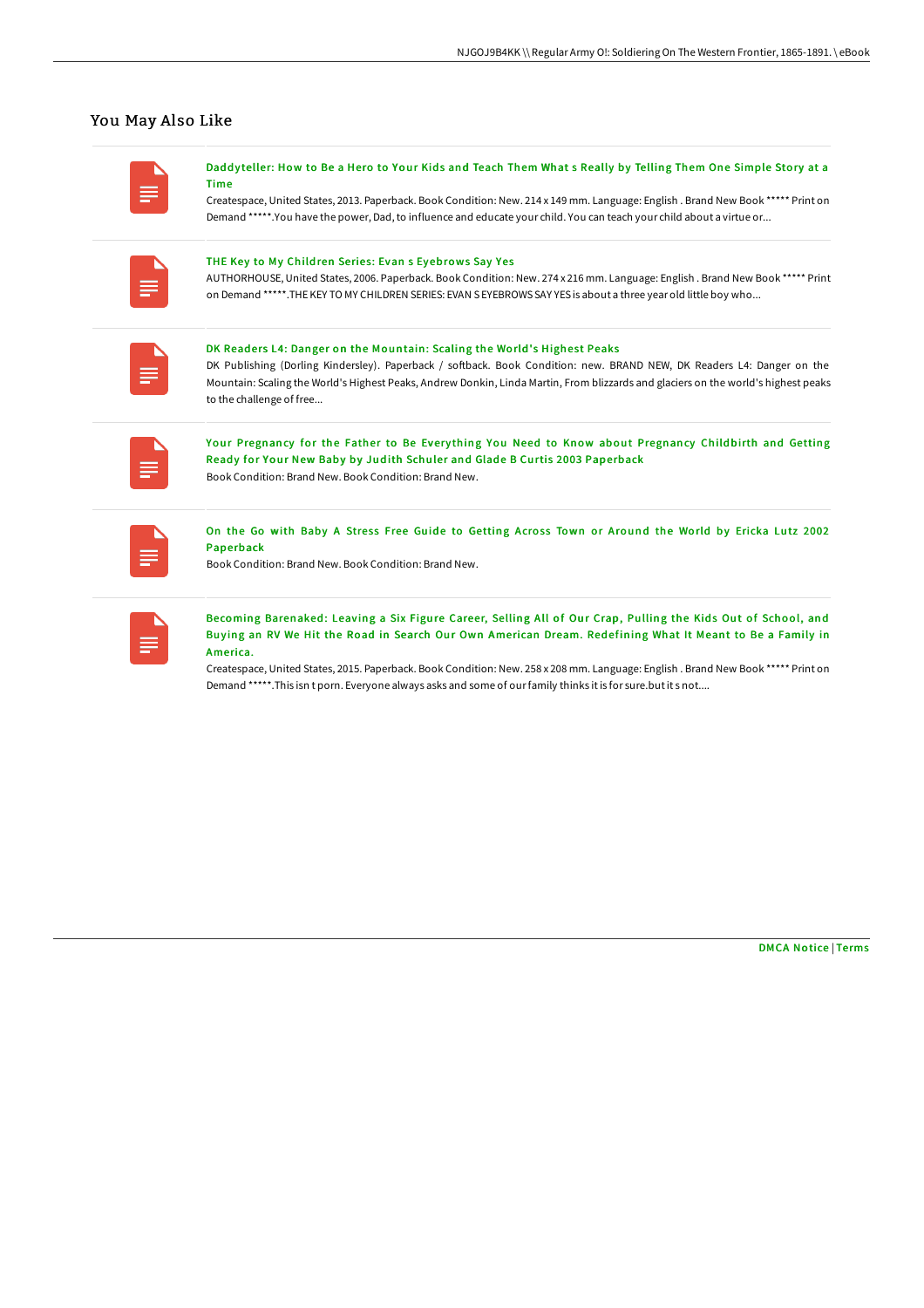## You May Also Like

**Daddyteller: How to Be a Hero to Your Kids and Teach Them What s Really by Telling Them One Simple Story at a Time**

Createspace, United States, 2013. Paperback. Book Condition: New. 214 x 149 mm. Language: English . Brand New Book ***** Print on Demand *****.You have the power, Dad, to influence and educate your child. You can teach your child about a virtue or...

**THE Key to My Children Series: Evan s Eyebrows Say Yes**

AUTHORHOUSE, United States, 2006. Paperback. Book Condition: New. 274 x 216 mm. Language: English . Brand New Book ***** Print on Demand *****.THE KEY TO MY CHILDREN SERIES: EVAN S EYEBROWS SAY YES is about a three year old little boy who...

**DK Readers L4: Danger on the Mountain: Scaling the World's Highest Peaks**

DK Publishing (Dorling Kindersley). Paperback / softback. Book Condition: new. BRAND NEW, DK Readers L4: Danger on the Mountain: Scaling the World's Highest Peaks, Andrew Donkin, Linda Martin, From blizzards and glaciers on the world's highest peaks to the challenge of free...

**Your Pregnancy for the Father to Be Everything You Need to Know about Pregnancy Childbirth and Getting Ready for Your New Baby by Judith Schuler and Glade B Curtis 2003 Paperback**

Book Condition: Brand New. Book Condition: Brand New.

**On the Go with Baby A Stress Free Guide to Getting Across Town or Around the World by Ericka Lutz 2002 Paperback**

Book Condition: Brand New. Book Condition: Brand New.

**Becoming Barenaked: Leaving a Six Figure Career, Selling All of Our Crap, Pulling the Kids Out of School, and Buying an RV We Hit the Road in Search Our Own American Dream. Redefining What It Meant to Be a Family in America.**

Createspace, United States, 2015. Paperback. Book Condition: New. 258 x 208 mm. Language: English . Brand New Book ***** Print on Demand *****.This isn t porn. Everyone always asks and some of our family thinks it is for sure.but it s not....